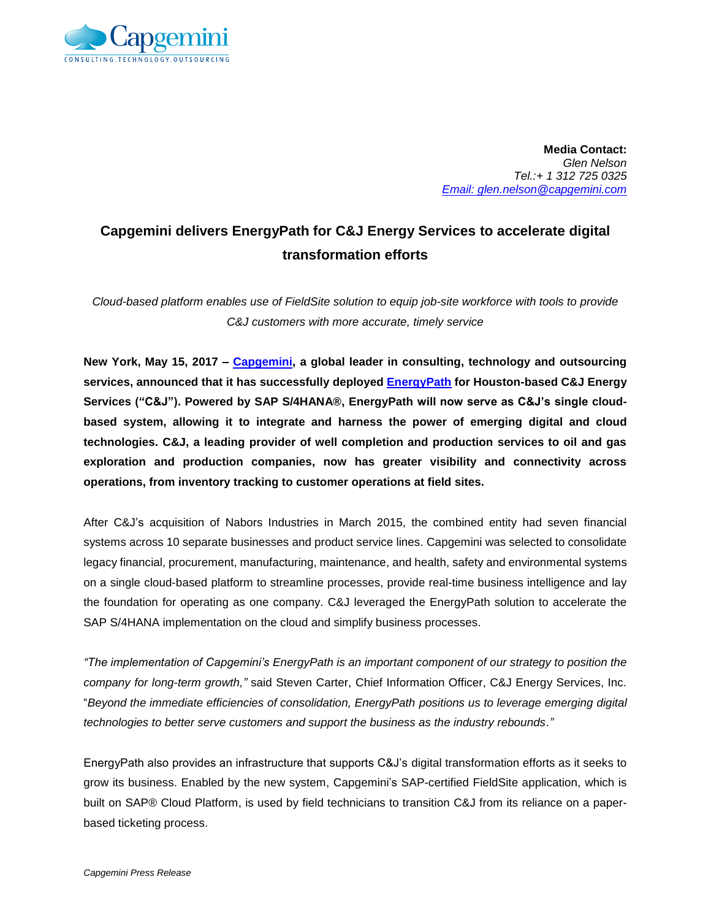**Media Contact:**
*Glen Nelson*
*Tel.:+ 1 312 725 0325*
*Email: glen.nelson@capgemini.com*

# Capgemini delivers EnergyPath for C&J Energy Services to accelerate digital transformation efforts

*Cloud-based platform enables use of FieldSite solution to equip job-site workforce with tools to provide C&J customers with more accurate, timely service*

**New York, May 15, 2017 – Capgemini, a global leader in consulting, technology and outsourcing services, announced that it has successfully deployed EnergyPath for Houston-based C&J Energy Services ("C&J"). Powered by SAP S/4HANA®, EnergyPath will now serve as C&J's single cloud-based system, allowing it to integrate and harness the power of emerging digital and cloud technologies. C&J, a leading provider of well completion and production services to oil and gas exploration and production companies, now has greater visibility and connectivity across operations, from inventory tracking to customer operations at field sites.**

After C&J's acquisition of Nabors Industries in March 2015, the combined entity had seven financial systems across 10 separate businesses and product service lines. Capgemini was selected to consolidate legacy financial, procurement, manufacturing, maintenance, and health, safety and environmental systems on a single cloud-based platform to streamline processes, provide real-time business intelligence and lay the foundation for operating as one company. C&J leveraged the EnergyPath solution to accelerate the SAP S/4HANA implementation on the cloud and simplify business processes.

*"The implementation of Capgemini's EnergyPath is an important component of our strategy to position the company for long-term growth,"* said Steven Carter, Chief Information Officer, C&J Energy Services, Inc. "*Beyond the immediate efficiencies of consolidation, EnergyPath positions us to leverage emerging digital technologies to better serve customers and support the business as the industry rebounds."*

EnergyPath also provides an infrastructure that supports C&J's digital transformation efforts as it seeks to grow its business. Enabled by the new system, Capgemini's SAP-certified FieldSite application, which is built on SAP® Cloud Platform, is used by field technicians to transition C&J from its reliance on a paper-based ticketing process.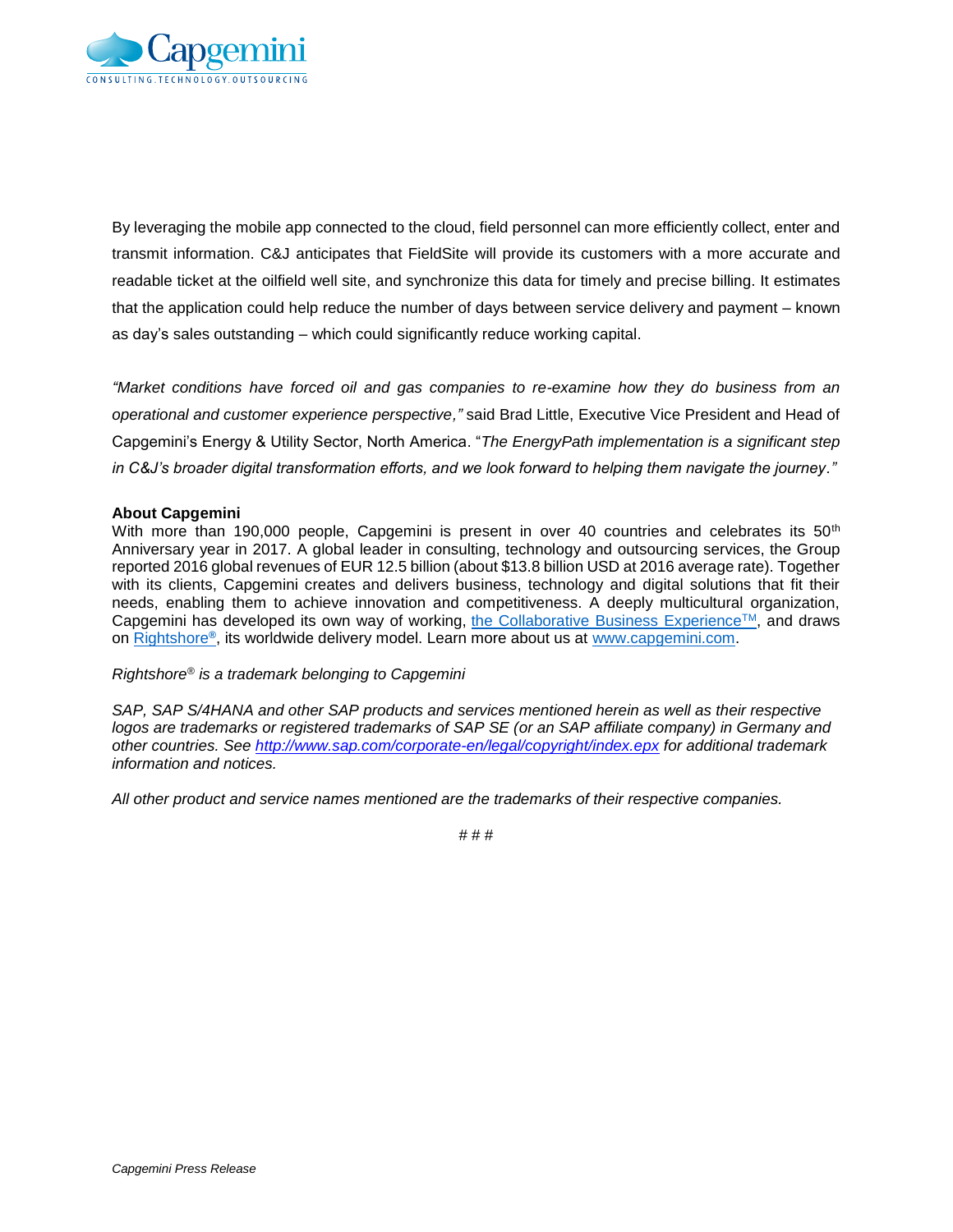By leveraging the mobile app connected to the cloud, field personnel can more efficiently collect, enter and transmit information. C&J anticipates that FieldSite will provide its customers with a more accurate and readable ticket at the oilfield well site, and synchronize this data for timely and precise billing. It estimates that the application could help reduce the number of days between service delivery and payment – known as day's sales outstanding – which could significantly reduce working capital.

*"Market conditions have forced oil and gas companies to re-examine how they do business from an operational and customer experience perspective,"* said Brad Little, Executive Vice President and Head of Capgemini's Energy & Utility Sector, North America. "*The EnergyPath implementation is a significant step in C&J's broader digital transformation efforts, and we look forward to helping them navigate the journey*.*"*

**About Capgemini**
With more than 190,000 people, Capgemini is present in over 40 countries and celebrates its 50th Anniversary year in 2017. A global leader in consulting, technology and outsourcing services, the Group reported 2016 global revenues of EUR 12.5 billion (about $13.8 billion USD at 2016 average rate). Together with its clients, Capgemini creates and delivers business, technology and digital solutions that fit their needs, enabling them to achieve innovation and competitiveness. A deeply multicultural organization, Capgemini has developed its own way of working, the Collaborative Business Experience™, and draws on Rightshore®, its worldwide delivery model. Learn more about us at www.capgemini.com.

*Rightshore® is a trademark belonging to Capgemini*

*SAP, SAP S/4HANA and other SAP products and services mentioned herein as well as their respective logos are trademarks or registered trademarks of SAP SE (or an SAP affiliate company) in Germany and other countries. See http://www.sap.com/corporate-en/legal/copyright/index.epx for additional trademark information and notices.*

*All other product and service names mentioned are the trademarks of their respective companies.*

# # #